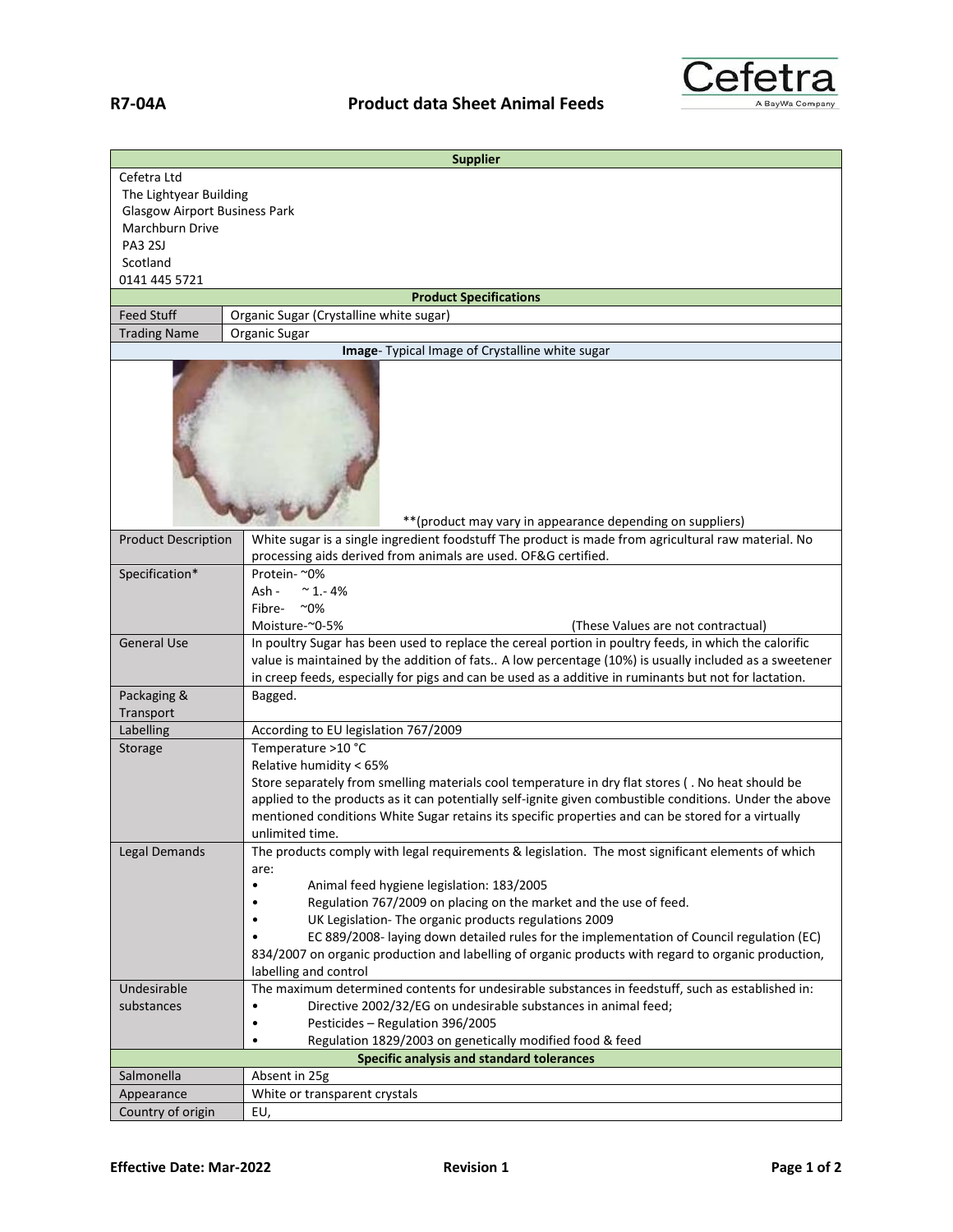**R7-04A** **Product data Sheet Animal Feeds**

| Supplier | |
|---|---|
| Cefetra Ltd<br>The Lightyear Building<br>Glasgow Airport Business Park<br>Marchburn Drive<br>PA3 2SJ<br>Scotland<br>0141 445 5721 | |
| **Product Specifications** | |
| Feed Stuff | Organic Sugar (Crystalline white sugar) |
| Trading Name | Organic Sugar |
| **Image**- Typical Image of Crystalline white sugar | |
| **(product may vary in appearance depending on suppliers) | |
| Product Description | White sugar is a single ingredient foodstuff The product is made from agricultural raw material. No processing aids derived from animals are used. OF&G certified. |
| Specification* | Protein- ~0%<br>Ash - ~ 1.- 4%<br>Fibre- ~0%<br>Moisture-~0-5% (These Values are not contractual) |
| General Use | In poultry Sugar has been used to replace the cereal portion in poultry feeds, in which the calorific value is maintained by the addition of fats.. A low percentage (10%) is usually included as a sweetener in creep feeds, especially for pigs and can be used as a additive in ruminants but not for lactation. |
| Packaging & Transport | Bagged. |
| Labelling | According to EU legislation 767/2009 |
| Storage | Temperature >10 °C<br>Relative humidity < 65%<br>Store separately from smelling materials cool temperature in dry flat stores ( . No heat should be applied to the products as it can potentially self-ignite given combustible conditions. Under the above mentioned conditions White Sugar retains its specific properties and can be stored for a virtually unlimited time. |
| Legal Demands | The products comply with legal requirements & legislation. The most significant elements of which are:<br>• Animal feed hygiene legislation: 183/2005<br>• Regulation 767/2009 on placing on the market and the use of feed.<br>• UK Legislation- The organic products regulations 2009<br>• EC 889/2008- laying down detailed rules for the implementation of Council regulation (EC) 834/2007 on organic production and labelling of organic products with regard to organic production, labelling and control |
| Undesirable substances | The maximum determined contents for undesirable substances in feedstuff, such as established in:<br>• Directive 2002/32/EG on undesirable substances in animal feed;<br>• Pesticides – Regulation 396/2005<br>• Regulation 1829/2003 on genetically modified food & feed |
| **Specific analysis and standard tolerances** | |
| Salmonella | Absent in 25g |
| Appearance | White or transparent crystals |
| Country of origin | EU, |

**Effective Date: Mar-2022** **Revision 1**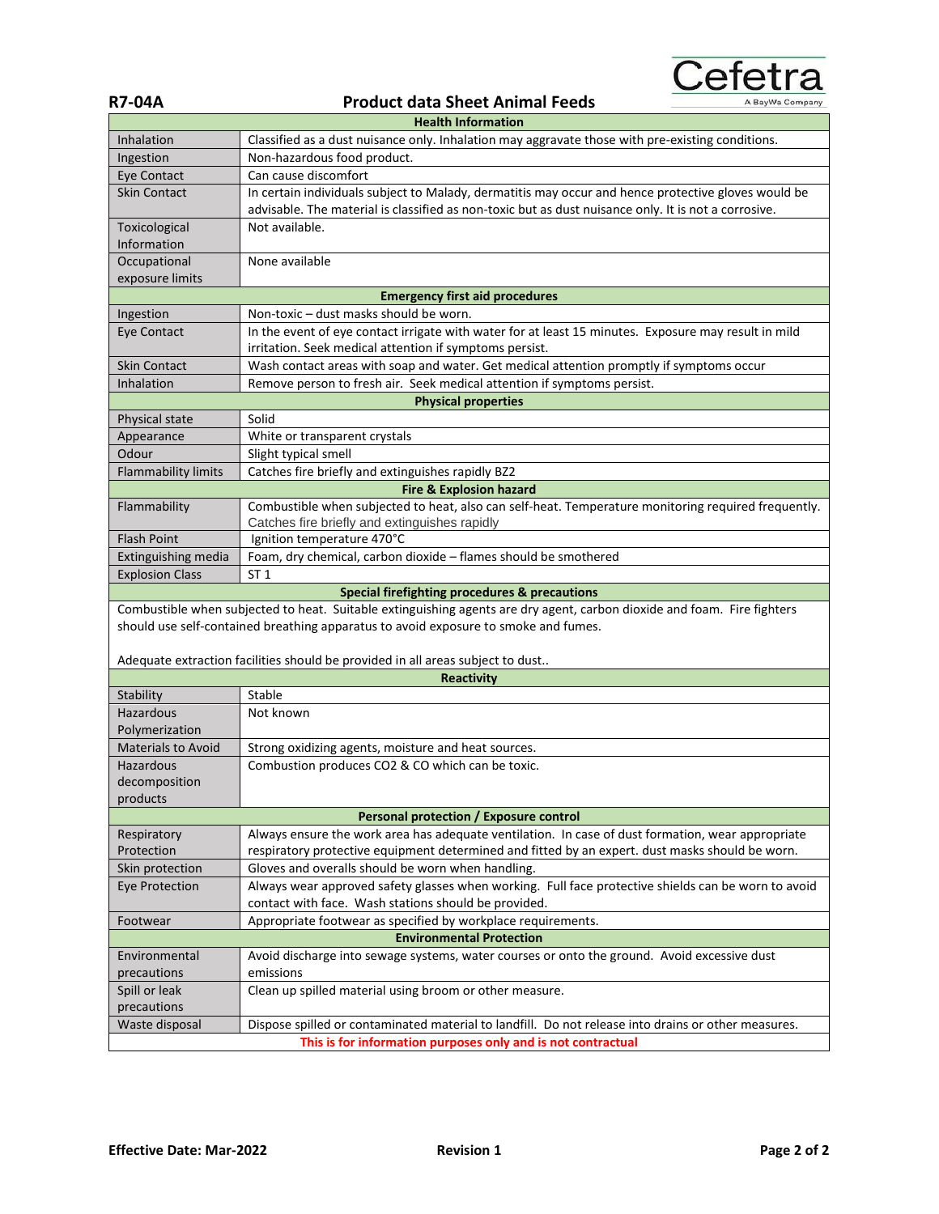# R7-04A Product data Sheet Animal Feeds

| | |
|---|---|
| **Health Information** | |
| Inhalation | Classified as a dust nuisance only. Inhalation may aggravate those with pre-existing conditions. |
| Ingestion | Non-hazardous food product. |
| Eye Contact | Can cause discomfort |
| Skin Contact | In certain individuals subject to Malady, dermatitis may occur and hence protective gloves would be advisable. The material is classified as non-toxic but as dust nuisance only. It is not a corrosive. |
| Toxicological Information | Not available. |
| Occupational exposure limits | None available |
| **Emergency first aid procedures** | |
| Ingestion | Non-toxic – dust masks should be worn. |
| Eye Contact | In the event of eye contact irrigate with water for at least 15 minutes. Exposure may result in mild irritation. Seek medical attention if symptoms persist. |
| Skin Contact | Wash contact areas with soap and water. Get medical attention promptly if symptoms occur |
| Inhalation | Remove person to fresh air. Seek medical attention if symptoms persist. |
| **Physical properties** | |
| Physical state | Solid |
| Appearance | White or transparent crystals |
| Odour | Slight typical smell |
| Flammability limits | Catches fire briefly and extinguishes rapidly BZ2 |
| **Fire & Explosion hazard** | |
| Flammability | Combustible when subjected to heat, also can self-heat. Temperature monitoring required frequently. Catches fire briefly and extinguishes rapidly |
| Flash Point | Ignition temperature 470°C |
| Extinguishing media | Foam, dry chemical, carbon dioxide – flames should be smothered |
| Explosion Class | ST 1 |
| **Special firefighting procedures & precautions** | |
| Combustible when subjected to heat. Suitable extinguishing agents are dry agent, carbon dioxide and foam. Fire fighters should use self-contained breathing apparatus to avoid exposure to smoke and fumes.<br><br>Adequate extraction facilities should be provided in all areas subject to dust.. | |
| **Reactivity** | |
| Stability | Stable |
| Hazardous Polymerization | Not known |
| Materials to Avoid | Strong oxidizing agents, moisture and heat sources. |
| Hazardous decomposition products | Combustion produces $CO_2$ & CO which can be toxic. |
| **Personal protection / Exposure control** | |
| Respiratory Protection | Always ensure the work area has adequate ventilation. In case of dust formation, wear appropriate respiratory protective equipment determined and fitted by an expert. dust masks should be worn. |
| Skin protection | Gloves and overalls should be worn when handling. |
| Eye Protection | Always wear approved safety glasses when working. Full face protective shields can be worn to avoid contact with face. Wash stations should be provided. |
| Footwear | Appropriate footwear as specified by workplace requirements. |
| **Environmental Protection** | |
| Environmental precautions | Avoid discharge into sewage systems, water courses or onto the ground. Avoid excessive dust emissions |
| Spill or leak precautions | Clean up spilled material using broom or other measure. |
| Waste disposal | Dispose spilled or contaminated material to landfill. Do not release into drains or other measures. |

**This is for information purposes only and is not contractual**

**Effective Date: Mar-2022** **Revision 1**